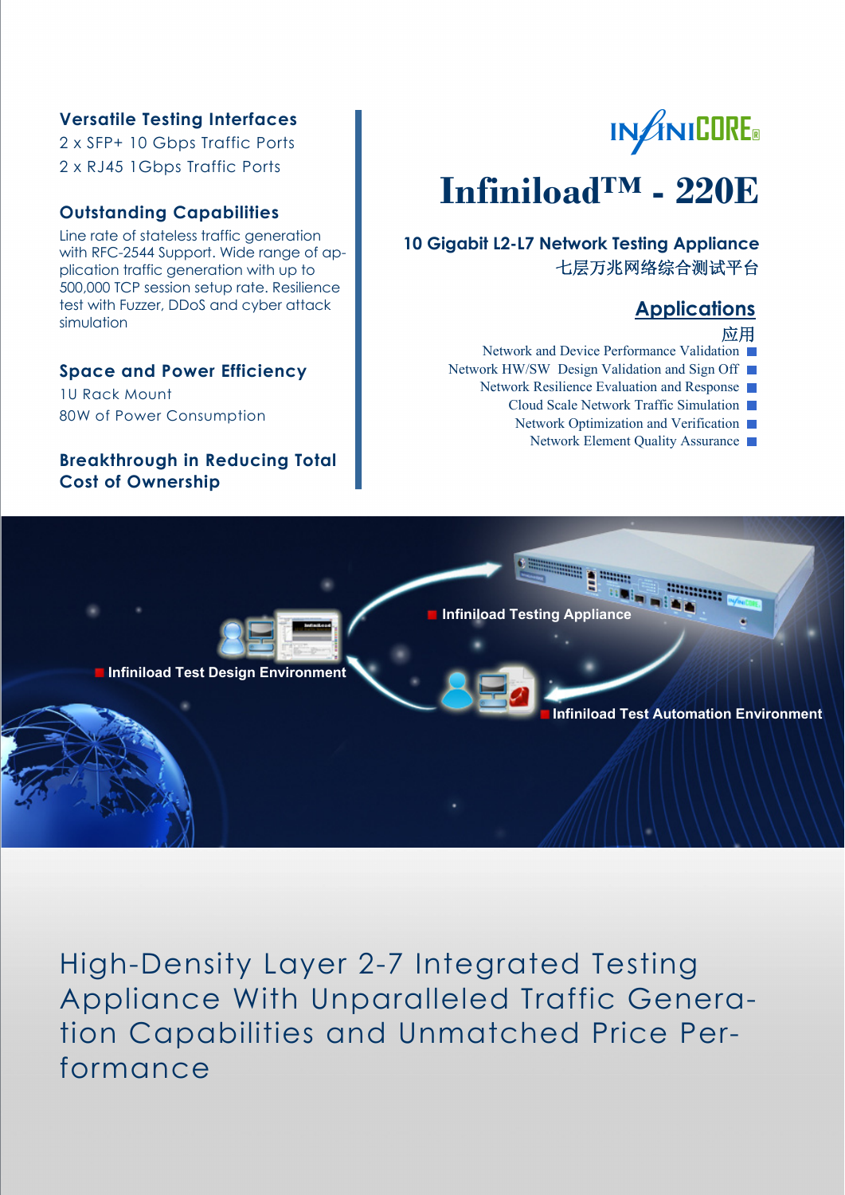# Infiniload™ - 220E

## 10 Gigabit L2-L7 Network Testing Appliance

七层万兆网络综合测试平台

### Versatile Testing Interfaces

2 x SFP+ 10 Gbps Traffic Ports

2 x RJ45 1Gbps Traffic Ports

### Outstanding Capabilities

Line rate of stateless traffic generation with RFC-2544 Support. Wide range of application traffic generation with up to 500,000 TCP session setup rate. Resilience test with Fuzzer, DDoS and cyber attack simulation

### Space and Power Efficiency

1U Rack Mount

80W of Power Consumption

### Breakthrough in Reducing Total Cost of Ownership

### Applications

应用

- Network and Device Performance Validation
- Network HW/SW Design Validation and Sign Off
- Network Resilience Evaluation and Response
- Cloud Scale Network Traffic Simulation
- Network Optimization and Verification
- Network Element Quality Assurance

- Infiniload Testing Appliance
- Infiniload Test Design Environment
- Infiniload Test Automation Environment

High-Density Layer 2-7 Integrated Testing Appliance With Unparalleled Traffic Generation Capabilities and Unmatched Price Performance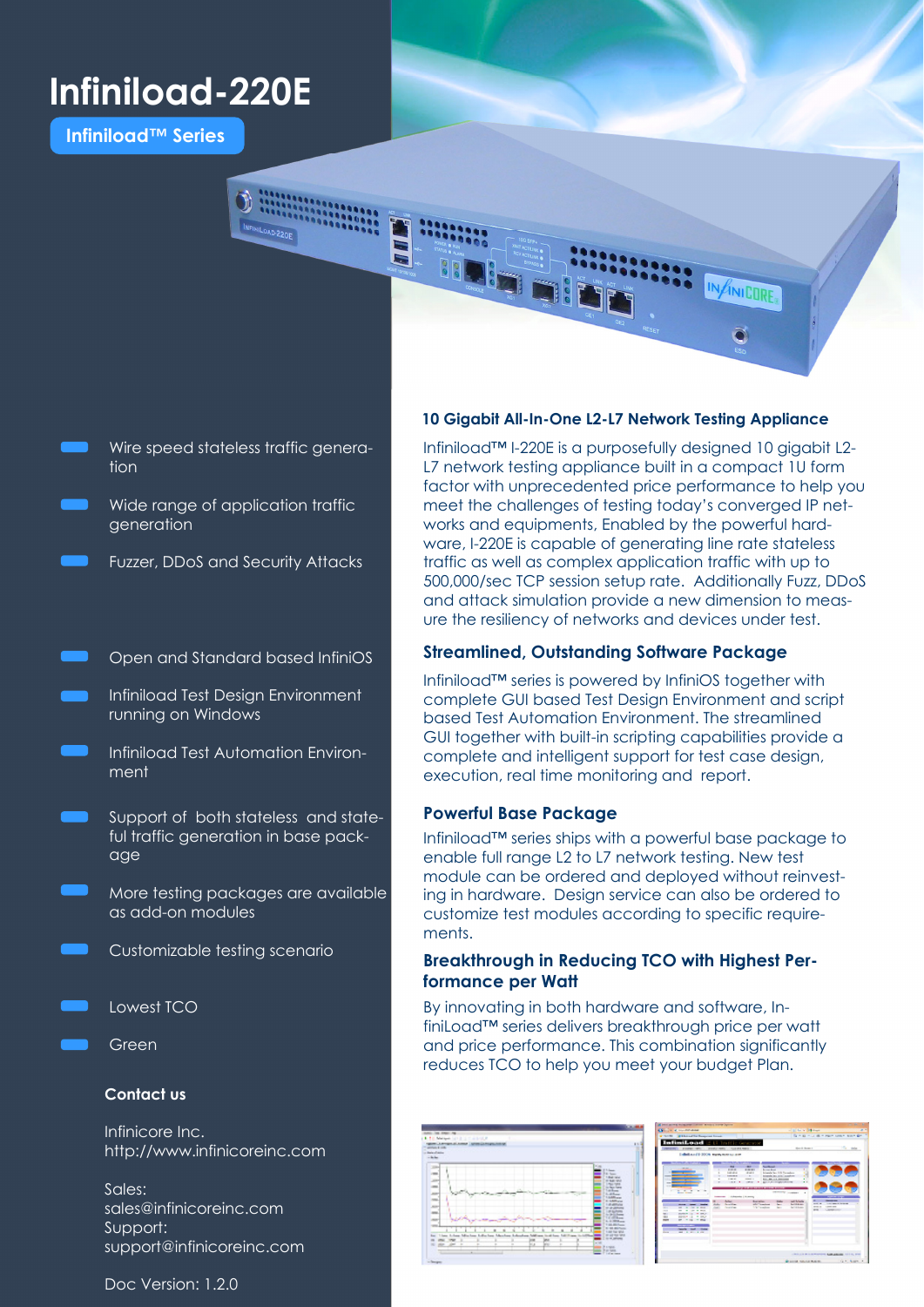# Infiniload-220E

**Infiniload™ Series**

- Wire speed stateless traffic generation
- Wide range of application traffic generation
- Fuzzer, DDoS and Security Attacks

- Open and Standard based InfiniOS
- Infiniload Test Design Environment running on Windows
- Infiniload Test Automation Environment
- Support of both stateless and stateful traffic generation in base package
- More testing packages are available as add-on modules
- Customizable testing scenario
- Lowest TCO
- Green

**Contact us**

Infinicore Inc.
http://www.infinicoreinc.com

Sales:
sales@infinicoreinc.com
Support:
support@infinicoreinc.com

Doc Version: 1.2.0

### 10 Gigabit All-In-One L2-L7 Network Testing Appliance

Infiniload™ I-220E is a purposefully designed 10 gigabit L2-L7 network testing appliance built in a compact 1U form factor with unprecedented price performance to help you meet the challenges of testing today's converged IP networks and equipments, Enabled by the powerful hardware, I-220E is capable of generating line rate stateless traffic as well as complex application traffic with up to 500,000/sec TCP session setup rate. Additionally Fuzz, DDoS and attack simulation provide a new dimension to measure the resiliency of networks and devices under test.

### Streamlined, Outstanding Software Package

Infiniload™ series is powered by InfiniOS together with complete GUI based Test Design Environment and script based Test Automation Environment. The streamlined GUI together with built-in scripting capabilities provide a complete and intelligent support for test case design, execution, real time monitoring and report.

### Powerful Base Package

Infiniload™ series ships with a powerful base package to enable full range L2 to L7 network testing. New test module can be ordered and deployed without reinvesting in hardware. Design service can also be ordered to customize test modules according to specific requirements.

### Breakthrough in Reducing TCO with Highest Performance per Watt

By innovating in both hardware and software, InfiniLoad™ series delivers breakthrough price per watt and price performance. This combination significantly reduces TCO to help you meet your budget Plan.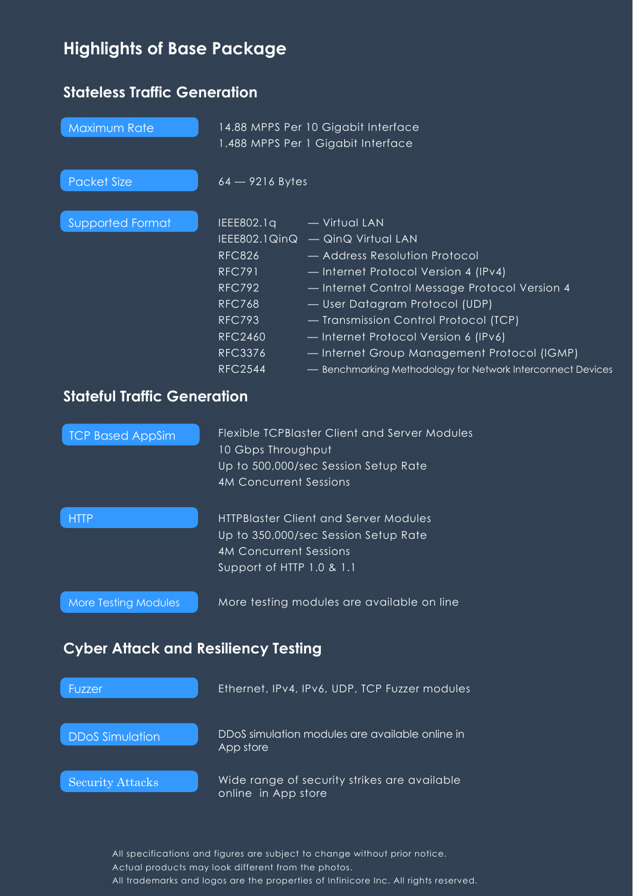# Highlights of Base Package

## Stateless Traffic Generation

| | |
|---|---|
| Maximum Rate | 14.88 MPPS Per 10 Gigabit Interface<br>1.488 MPPS Per 1 Gigabit Interface |
| Packet Size | 64 — 9216 Bytes |
| Supported Format | IEEE802.1q — Virtual LAN<br>IEEE802.1QinQ — QinQ Virtual LAN<br>RFC826 — Address Resolution Protocol<br>RFC791 — Internet Protocol Version 4 (IPv4)<br>RFC792 — Internet Control Message Protocol Version 4<br>RFC768 — User Datagram Protocol (UDP)<br>RFC793 — Transmission Control Protocol (TCP)<br>RFC2460 — Internet Protocol Version 6 (IPv6)<br>RFC3376 — Internet Group Management Protocol (IGMP)<br>RFC2544 — Benchmarking Methodology for Network Interconnect Devices |

## Stateful Traffic Generation

| | |
|---|---|
| TCP Based AppSim | Flexible TCPBlaster Client and Server Modules<br>10 Gbps Throughput<br>Up to 500,000/sec Session Setup Rate<br>4M Concurrent Sessions |
| HTTP | HTTPBlaster Client and Server Modules<br>Up to 350,000/sec Session Setup Rate<br>4M Concurrent Sessions<br>Support of HTTP 1.0 & 1.1 |
| More Testing Modules | More testing modules are available on line |

## Cyber Attack and Resiliency Testing

| | |
|---|---|
| Fuzzer | Ethernet, IPv4, IPv6, UDP, TCP Fuzzer modules |
| DDoS Simulation | DDoS simulation modules are available online in App store |
| Security Attacks | Wide range of security strikes are available online in App store |

All specifications and figures are subject to change without prior notice.
Actual products may look different from the photos.
All trademarks and logos are the properties of Infinicore Inc. All rights reserved.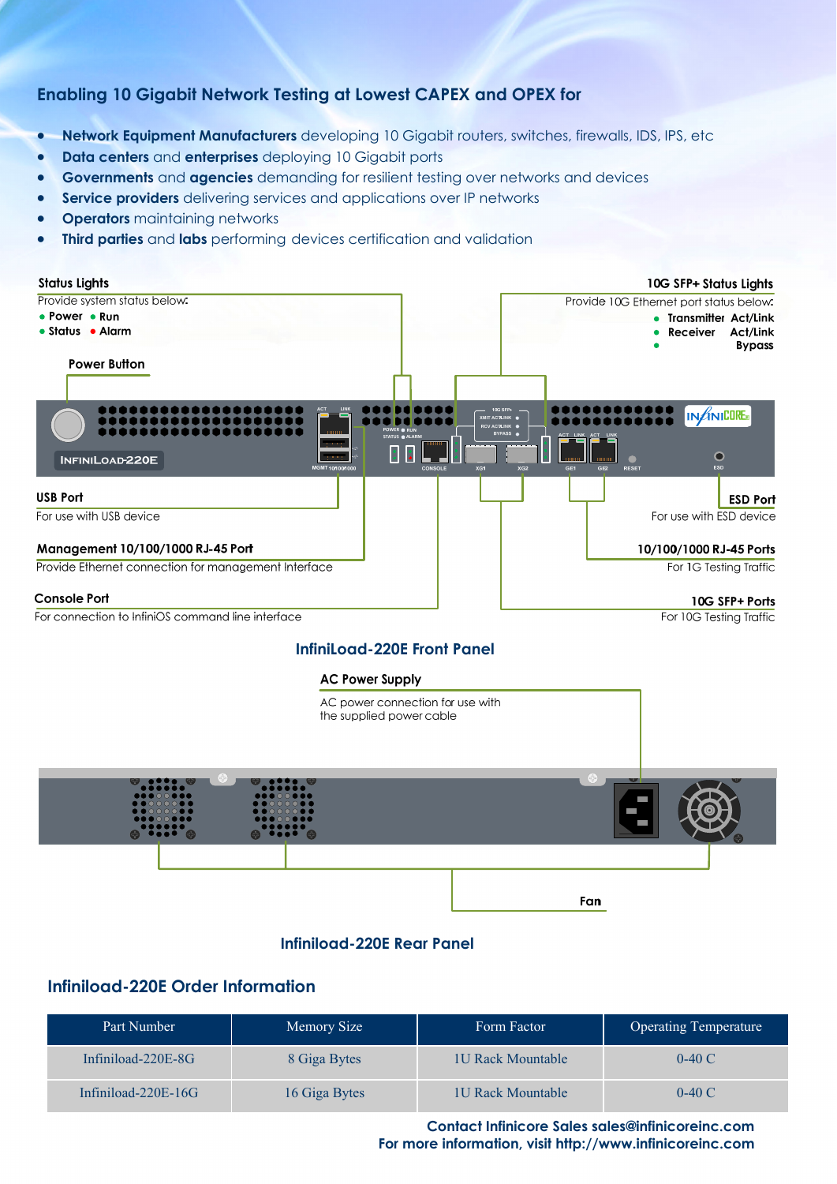## Enabling 10 Gigabit Network Testing at Lowest CAPEX and OPEX for

- **Network Equipment Manufacturers** developing 10 Gigabit routers, switches, firewalls, IDS, IPS, etc
- **Data centers** and **enterprises** deploying 10 Gigabit ports
- **Governments** and **agencies** demanding for resilient testing over networks and devices
- **Service providers** delivering services and applications over IP networks
- **Operators** maintaining networks
- **Third parties** and **labs** performing devices certification and validation

**Status Lights**
Provide system status below:
- Power
- Run
- Status
- Alarm

**Power Button**

**10G SFP+ Status Lights**
Provide 10G Ethernet port status below:
- Transmitter Act/Link
- Receiver Act/Link
- Bypass

**USB Port**
For use with USB device

**Management 10/100/1000 RJ-45 Port**
Provide Ethernet connection for management Interface

**Console Port**
For connection to InfiniOS command line interface

**ESD Port**
For use with ESD device

**10/100/1000 RJ-45 Ports**
For 1G Testing Traffic

**10G SFP+ Ports**
For 10G Testing Traffic

### InfiniLoad-220E Front Panel

**AC Power Supply**
AC power connection for use with the supplied power cable

**Fan**

### Infiniload-220E Rear Panel

## Infiniload-220E Order Information

| Part Number | Memory Size | Form Factor | Operating Temperature |
|---|---|---|---|
| Infiniload-220E-8G | 8 Giga Bytes | 1U Rack Mountable | 0-40 C |
| Infiniload-220E-16G | 16 Giga Bytes | 1U Rack Mountable | 0-40 C |

**Contact Infinicore Sales sales@infinicoreinc.com**
**For more information, visit http://www.infinicoreinc.com**